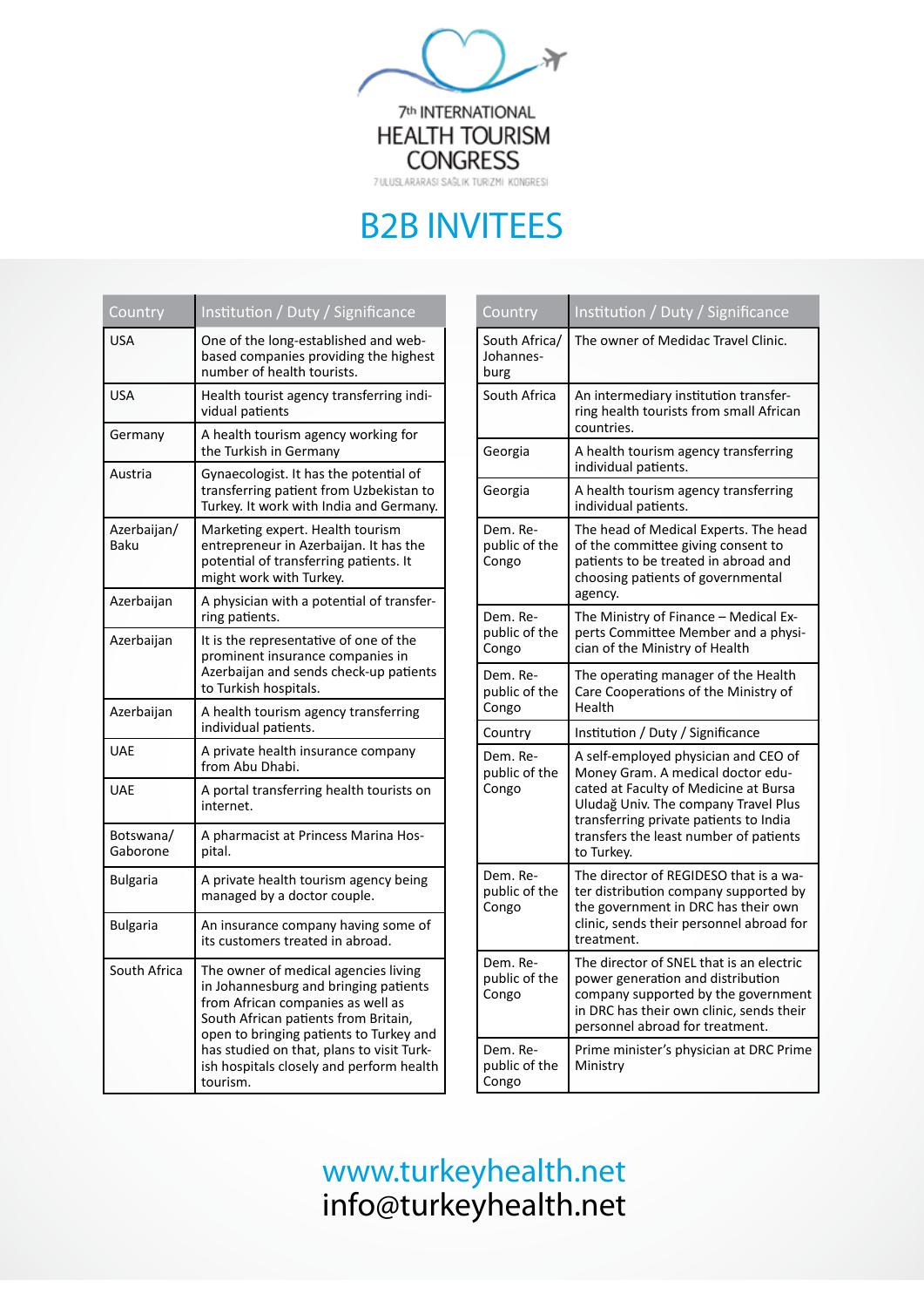7th INTERNATIONAL HEALTH TOURISM CONGRESS

7 ULUSLARARASI SAĞLIK TURIZMI KONGRESI

# B2B INVITEES

| Country | Institution / Duty / Significance |
|---|---|
| USA | One of the long-established and web-based companies providing the highest number of health tourists. |
| USA | Health tourist agency transferring individual patients |
| Germany | A health tourism agency working for the Turkish in Germany |
| Austria | Gynaecologist. It has the potential of transferring patient from Uzbekistan to Turkey. It work with India and Germany. |
| Azerbaijan/ Baku | Marketing expert. Health tourism entrepreneur in Azerbaijan. It has the potential of transferring patients. It might work with Turkey. |
| Azerbaijan | A physician with a potential of transferring patients. |
| Azerbaijan | It is the representative of one of the prominent insurance companies in Azerbaijan and sends check-up patients to Turkish hospitals. |
| Azerbaijan | A health tourism agency transferring individual patients. |
| UAE | A private health insurance company from Abu Dhabi. |
| UAE | A portal transferring health tourists on internet. |
| Botswana/ Gaborone | A pharmacist at Princess Marina Hospital. |
| Bulgaria | A private health tourism agency being managed by a doctor couple. |
| Bulgaria | An insurance company having some of its customers treated in abroad. |
| South Africa | The owner of medical agencies living in Johannesburg and bringing patients from African companies as well as South African patients from Britain, open to bringing patients to Turkey and has studied on that, plans to visit Turkish hospitals closely and perform health tourism. |
| South Africa/ Johannesburg | The owner of Medidac Travel Clinic. |
| South Africa | An intermediary institution transferring health tourists from small African countries. |
| Georgia | A health tourism agency transferring individual patients. |
| Georgia | A health tourism agency transferring individual patients. |
| Dem. Republic of the Congo | The head of Medical Experts. The head of the committee giving consent to patients to be treated in abroad and choosing patients of governmental agency. |
| Dem. Republic of the Congo | The Ministry of Finance – Medical Experts Committee Member and a physician of the Ministry of Health |
| Dem. Republic of the Congo | The operating manager of the Health Care Cooperations of the Ministry of Health |
| Country | Institution / Duty / Significance |
| Dem. Republic of the Congo | A self-employed physician and CEO of Money Gram. A medical doctor educated at Faculty of Medicine at Bursa Uludağ Univ. The company Travel Plus transferring private patients to India transfers the least number of patients to Turkey. |
| Dem. Republic of the Congo | The director of REGIDESO that is a water distribution company supported by the government in DRC has their own clinic, sends their personnel abroad for treatment. |
| Dem. Republic of the Congo | The director of SNEL that is an electric power generation and distribution company supported by the government in DRC has their own clinic, sends their personnel abroad for treatment. |
| Dem. Republic of the Congo | Prime minister's physician at DRC Prime Ministry |

www.turkeyhealth.net
info@turkeyhealth.net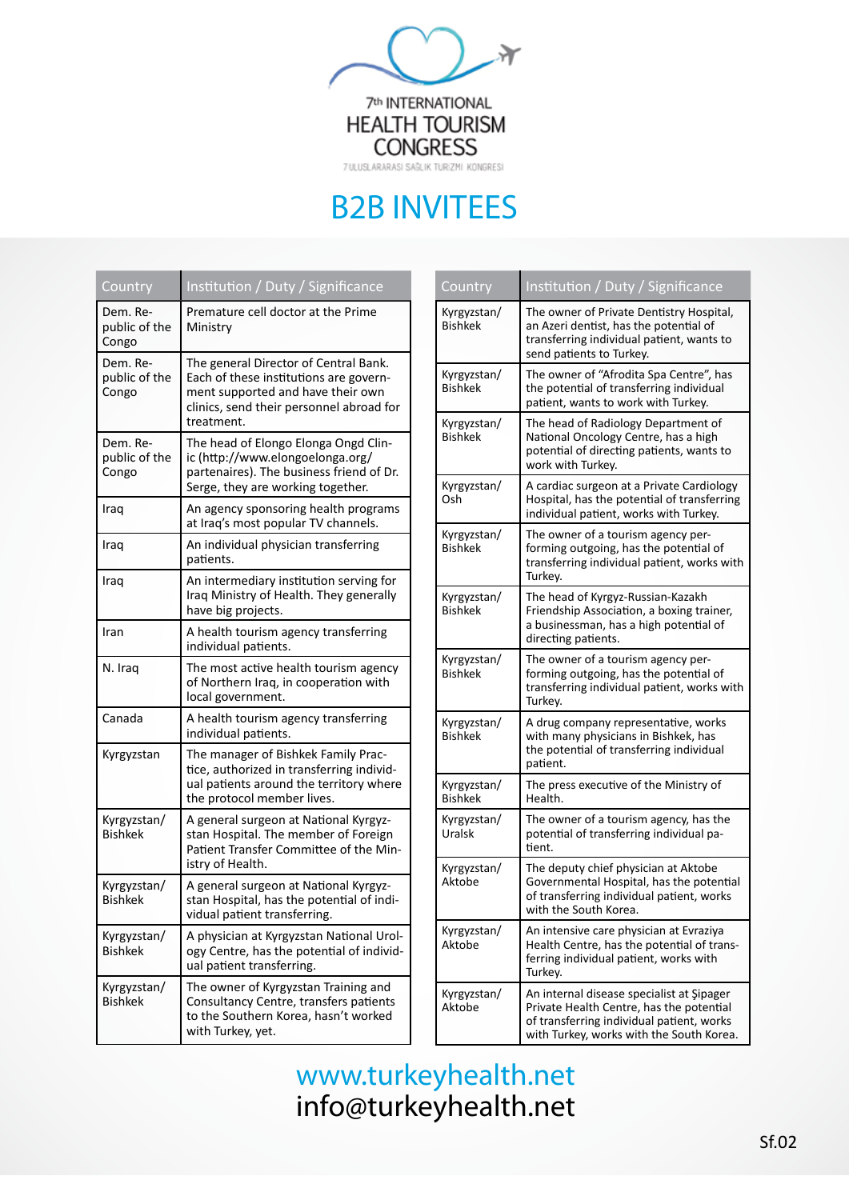7th INTERNATIONAL HEALTH TOURISM CONGRESS

7 ULUSLARARASI SAĞLIK TURİZMİ KONGRESİ

# B2B INVITEES

| Country | Institution / Duty / Significance |
|---|---|
| Dem. Republic of the Congo | Premature cell doctor at the Prime Ministry |
| Dem. Republic of the Congo | The general Director of Central Bank. Each of these institutions are government supported and have their own clinics, send their personnel abroad for treatment. |
| Dem. Republic of the Congo | The head of Elongo Elonga Ongd Clinic (http://www.elongoelonga.org/partenaires). The business friend of Dr. Serge, they are working together. |
| Iraq | An agency sponsoring health programs at Iraq's most popular TV channels. |
| Iraq | An individual physician transferring patients. |
| Iraq | An intermediary institution serving for Iraq Ministry of Health. They generally have big projects. |
| Iran | A health tourism agency transferring individual patients. |
| N. Iraq | The most active health tourism agency of Northern Iraq, in cooperation with local government. |
| Canada | A health tourism agency transferring individual patients. |
| Kyrgyzstan | The manager of Bishkek Family Practice, authorized in transferring individual patients around the territory where the protocol member lives. |
| Kyrgyzstan/ Bishkek | A general surgeon at National Kyrgyzstan Hospital. The member of Foreign Patient Transfer Committee of the Ministry of Health. |
| Kyrgyzstan/ Bishkek | A general surgeon at National Kyrgyzstan Hospital, has the potential of individual patient transferring. |
| Kyrgyzstan/ Bishkek | A physician at Kyrgyzstan National Urology Centre, has the potential of individual patient transferring. |
| Kyrgyzstan/ Bishkek | The owner of Kyrgyzstan Training and Consultancy Centre, transfers patients to the Southern Korea, hasn't worked with Turkey, yet. |

| Country | Institution / Duty / Significance |
|---|---|
| Kyrgyzstan/ Bishkek | The owner of Private Dentistry Hospital, an Azeri dentist, has the potential of transferring individual patient, wants to send patients to Turkey. |
| Kyrgyzstan/ Bishkek | The owner of "Afrodita Spa Centre", has the potential of transferring individual patient, wants to work with Turkey. |
| Kyrgyzstan/ Bishkek | The head of Radiology Department of National Oncology Centre, has a high potential of directing patients, wants to work with Turkey. |
| Kyrgyzstan/ Osh | A cardiac surgeon at a Private Cardiology Hospital, has the potential of transferring individual patient, works with Turkey. |
| Kyrgyzstan/ Bishkek | The owner of a tourism agency performing outgoing, has the potential of transferring individual patient, works with Turkey. |
| Kyrgyzstan/ Bishkek | The head of Kyrgyz-Russian-Kazakh Friendship Association, a boxing trainer, a businessman, has a high potential of directing patients. |
| Kyrgyzstan/ Bishkek | The owner of a tourism agency performing outgoing, has the potential of transferring individual patient, works with Turkey. |
| Kyrgyzstan/ Bishkek | A drug company representative, works with many physicians in Bishkek, has the potential of transferring individual patient. |
| Kyrgyzstan/ Bishkek | The press executive of the Ministry of Health. |
| Kyrgyzstan/ Uralsk | The owner of a tourism agency, has the potential of transferring individual patient. |
| Kyrgyzstan/ Aktobe | The deputy chief physician at Aktobe Governmental Hospital, has the potential of transferring individual patient, works with the South Korea. |
| Kyrgyzstan/ Aktobe | An intensive care physician at Evraziya Health Centre, has the potential of transferring individual patient, works with Turkey. |
| Kyrgyzstan/ Aktobe | An internal disease specialist at Şipager Private Health Centre, has the potential of transferring individual patient, works with Turkey, works with the South Korea. |

www.turkeyhealth.net
info@turkeyhealth.net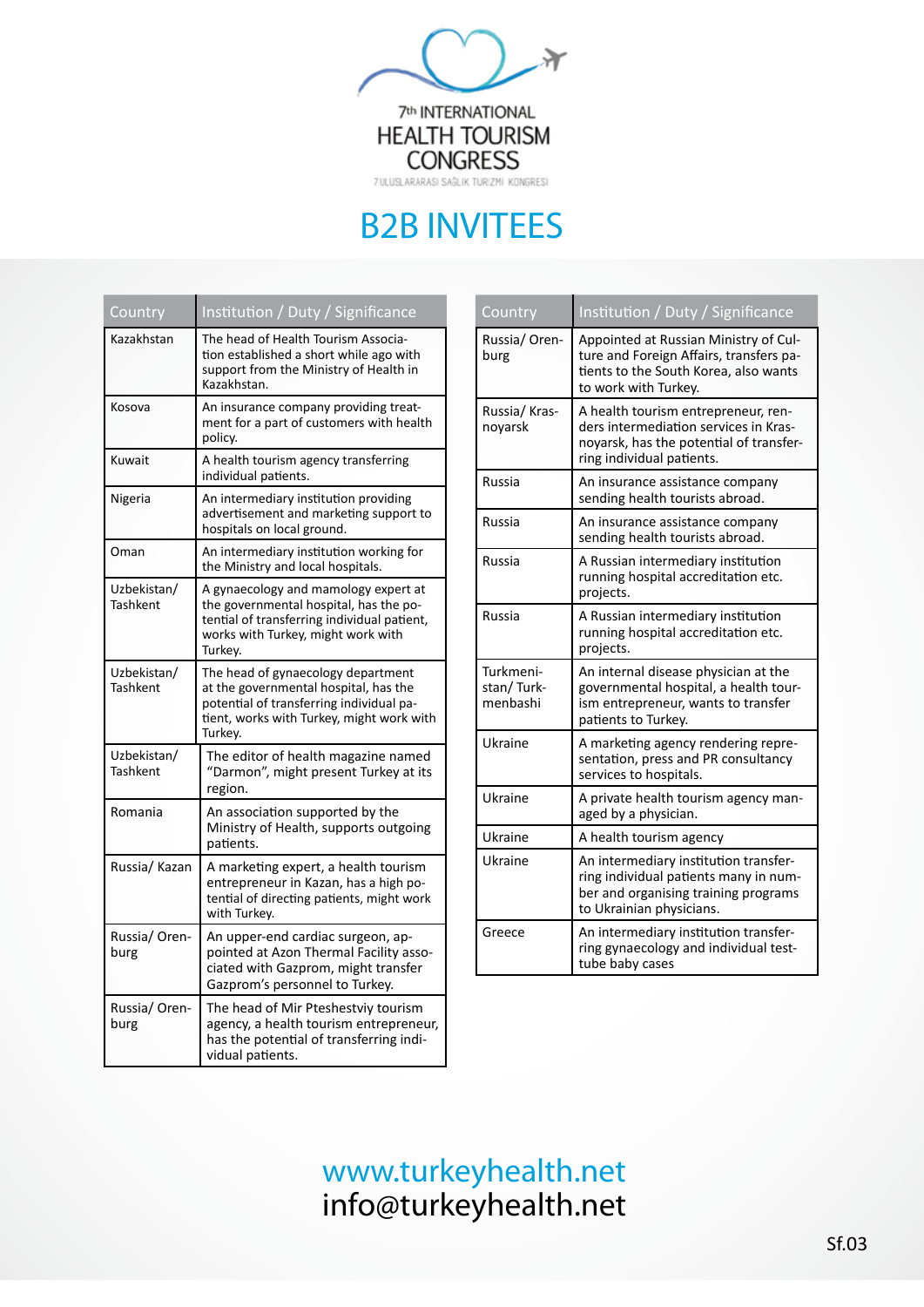7th INTERNATIONAL HEALTH TOURISM CONGRESS

7 ULUSLARARASI SAĞLIK TURİZMİ KONGRESİ

# B2B INVITEES

| Country | Institution / Duty / Significance |
|---|---|
| Kazakhstan | The head of Health Tourism Association established a short while ago with support from the Ministry of Health in Kazakhstan. |
| Kosova | An insurance company providing treatment for a part of customers with health policy. |
| Kuwait | A health tourism agency transferring individual patients. |
| Nigeria | An intermediary institution providing advertisement and marketing support to hospitals on local ground. |
| Oman | An intermediary institution working for the Ministry and local hospitals. |
| Uzbekistan/ Tashkent | A gynaecology and mamology expert at the governmental hospital, has the potential of transferring individual patient, works with Turkey, might work with Turkey. |
| Uzbekistan/ Tashkent | The head of gynaecology department at the governmental hospital, has the potential of transferring individual patient, works with Turkey, might work with Turkey. |
| Uzbekistan/ Tashkent | The editor of health magazine named "Darmon", might present Turkey at its region. |
| Romania | An association supported by the Ministry of Health, supports outgoing patients. |
| Russia/ Kazan | A marketing expert, a health tourism entrepreneur in Kazan, has a high potential of directing patients, might work with Turkey. |
| Russia/ Orenburg | An upper-end cardiac surgeon, appointed at Azon Thermal Facility associated with Gazprom, might transfer Gazprom's personnel to Turkey. |
| Russia/ Orenburg | The head of Mir Pteshestviy tourism agency, a health tourism entrepreneur, has the potential of transferring individual patients. |

| Country | Institution / Duty / Significance |
|---|---|
| Russia/ Orenburg | Appointed at Russian Ministry of Culture and Foreign Affairs, transfers patients to the South Korea, also wants to work with Turkey. |
| Russia/ Krasnoyarsk | A health tourism entrepreneur, renders intermediation services in Krasnoyarsk, has the potential of transferring individual patients. |
| Russia | An insurance assistance company sending health tourists abroad. |
| Russia | An insurance assistance company sending health tourists abroad. |
| Russia | A Russian intermediary institution running hospital accreditation etc. projects. |
| Russia | A Russian intermediary institution running hospital accreditation etc. projects. |
| Turkmenistan/ Turkmenbashi | An internal disease physician at the governmental hospital, a health tourism entrepreneur, wants to transfer patients to Turkey. |
| Ukraine | A marketing agency rendering representation, press and PR consultancy services to hospitals. |
| Ukraine | A private health tourism agency managed by a physician. |
| Ukraine | A health tourism agency |
| Ukraine | An intermediary institution transferring individual patients many in number and organising training programs to Ukrainian physicians. |
| Greece | An intermediary institution transferring gynaecology and individual test-tube baby cases |

www.turkeyhealth.net
info@turkeyhealth.net